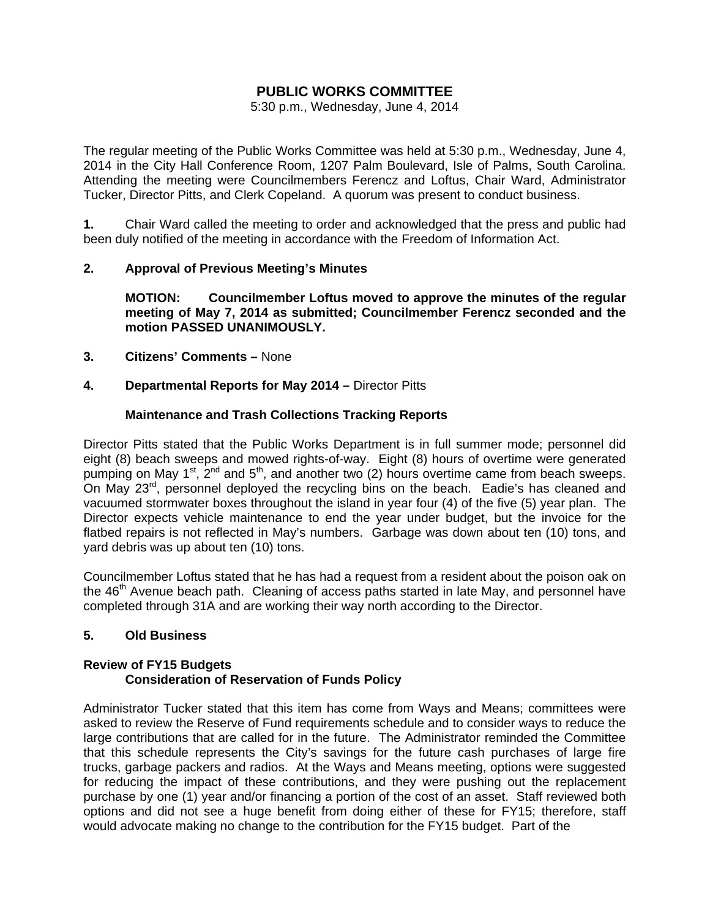# PUBLIC WORKS COMMITTEE

5:30 p.m., Wednesday, June 4, 2014

The regular meeting of the Public Works Committee was held at 5:30 p.m., Wednesday, June 4, 2014 in the City Hall Conference Room, 1207 Palm Boulevard, Isle of Palms, South Carolina. Attending the meeting were Councilmembers Ferencz and Loftus, Chair Ward, Administrator Tucker, Director Pitts, and Clerk Copeland. A quorum was present to conduct business.

**1.** Chair Ward called the meeting to order and acknowledged that the press and public had been duly notified of the meeting in accordance with the Freedom of Information Act.

**2. Approval of Previous Meeting's Minutes**

**MOTION: Councilmember Loftus moved to approve the minutes of the regular meeting of May 7, 2014 as submitted; Councilmember Ferencz seconded and the motion PASSED UNANIMOUSLY.**

**3. Citizens' Comments –** None

**4. Departmental Reports for May 2014 –** Director Pitts

**Maintenance and Trash Collections Tracking Reports**

Director Pitts stated that the Public Works Department is in full summer mode; personnel did eight (8) beach sweeps and mowed rights-of-way. Eight (8) hours of overtime were generated pumping on May 1st, 2nd and 5th, and another two (2) hours overtime came from beach sweeps. On May 23rd, personnel deployed the recycling bins on the beach. Eadie's has cleaned and vacuumed stormwater boxes throughout the island in year four (4) of the five (5) year plan. The Director expects vehicle maintenance to end the year under budget, but the invoice for the flatbed repairs is not reflected in May's numbers. Garbage was down about ten (10) tons, and yard debris was up about ten (10) tons.

Councilmember Loftus stated that he has had a request from a resident about the poison oak on the 46th Avenue beach path. Cleaning of access paths started in late May, and personnel have completed through 31A and are working their way north according to the Director.

**5. Old Business**

**Review of FY15 Budgets**

**Consideration of Reservation of Funds Policy**

Administrator Tucker stated that this item has come from Ways and Means; committees were asked to review the Reserve of Fund requirements schedule and to consider ways to reduce the large contributions that are called for in the future. The Administrator reminded the Committee that this schedule represents the City's savings for the future cash purchases of large fire trucks, garbage packers and radios. At the Ways and Means meeting, options were suggested for reducing the impact of these contributions, and they were pushing out the replacement purchase by one (1) year and/or financing a portion of the cost of an asset. Staff reviewed both options and did not see a huge benefit from doing either of these for FY15; therefore, staff would advocate making no change to the contribution for the FY15 budget. Part of the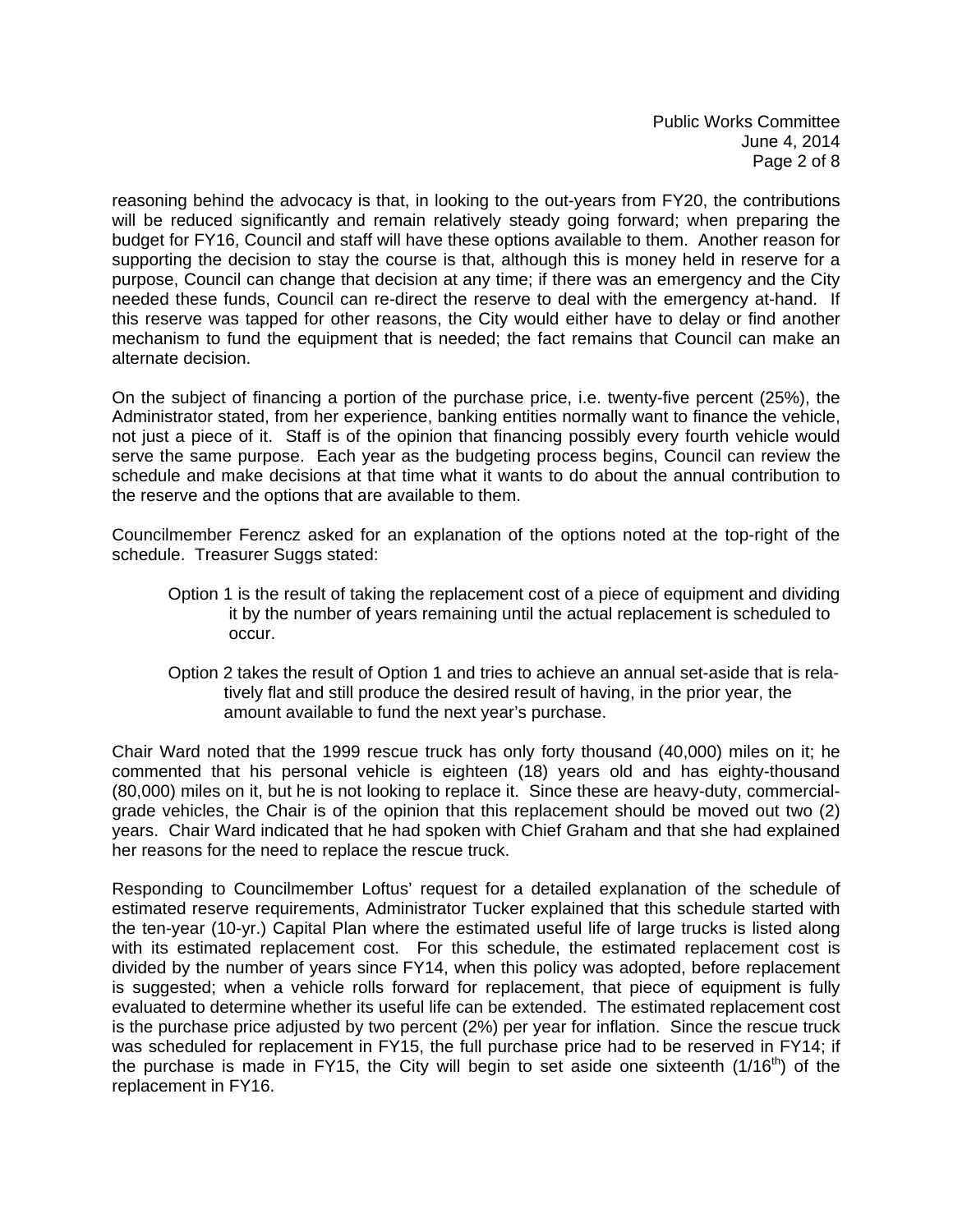reasoning behind the advocacy is that, in looking to the out-years from FY20, the contributions will be reduced significantly and remain relatively steady going forward; when preparing the budget for FY16, Council and staff will have these options available to them. Another reason for supporting the decision to stay the course is that, although this is money held in reserve for a purpose, Council can change that decision at any time; if there was an emergency and the City needed these funds, Council can re-direct the reserve to deal with the emergency at-hand. If this reserve was tapped for other reasons, the City would either have to delay or find another mechanism to fund the equipment that is needed; the fact remains that Council can make an alternate decision.

On the subject of financing a portion of the purchase price, i.e. twenty-five percent (25%), the Administrator stated, from her experience, banking entities normally want to finance the vehicle, not just a piece of it. Staff is of the opinion that financing possibly every fourth vehicle would serve the same purpose. Each year as the budgeting process begins, Council can review the schedule and make decisions at that time what it wants to do about the annual contribution to the reserve and the options that are available to them.

Councilmember Ferencz asked for an explanation of the options noted at the top-right of the schedule. Treasurer Suggs stated:

> Option 1 is the result of taking the replacement cost of a piece of equipment and dividing it by the number of years remaining until the actual replacement is scheduled to occur.
>
> Option 2 takes the result of Option 1 and tries to achieve an annual set-aside that is relatively flat and still produce the desired result of having, in the prior year, the amount available to fund the next year's purchase.

Chair Ward noted that the 1999 rescue truck has only forty thousand (40,000) miles on it; he commented that his personal vehicle is eighteen (18) years old and has eighty-thousand (80,000) miles on it, but he is not looking to replace it. Since these are heavy-duty, commercial-grade vehicles, the Chair is of the opinion that this replacement should be moved out two (2) years. Chair Ward indicated that he had spoken with Chief Graham and that she had explained her reasons for the need to replace the rescue truck.

Responding to Councilmember Loftus' request for a detailed explanation of the schedule of estimated reserve requirements, Administrator Tucker explained that this schedule started with the ten-year (10-yr.) Capital Plan where the estimated useful life of large trucks is listed along with its estimated replacement cost. For this schedule, the estimated replacement cost is divided by the number of years since FY14, when this policy was adopted, before replacement is suggested; when a vehicle rolls forward for replacement, that piece of equipment is fully evaluated to determine whether its useful life can be extended. The estimated replacement cost is the purchase price adjusted by two percent (2%) per year for inflation. Since the rescue truck was scheduled for replacement in FY15, the full purchase price had to be reserved in FY14; if the purchase is made in FY15, the City will begin to set aside one sixteenth (1/16th) of the replacement in FY16.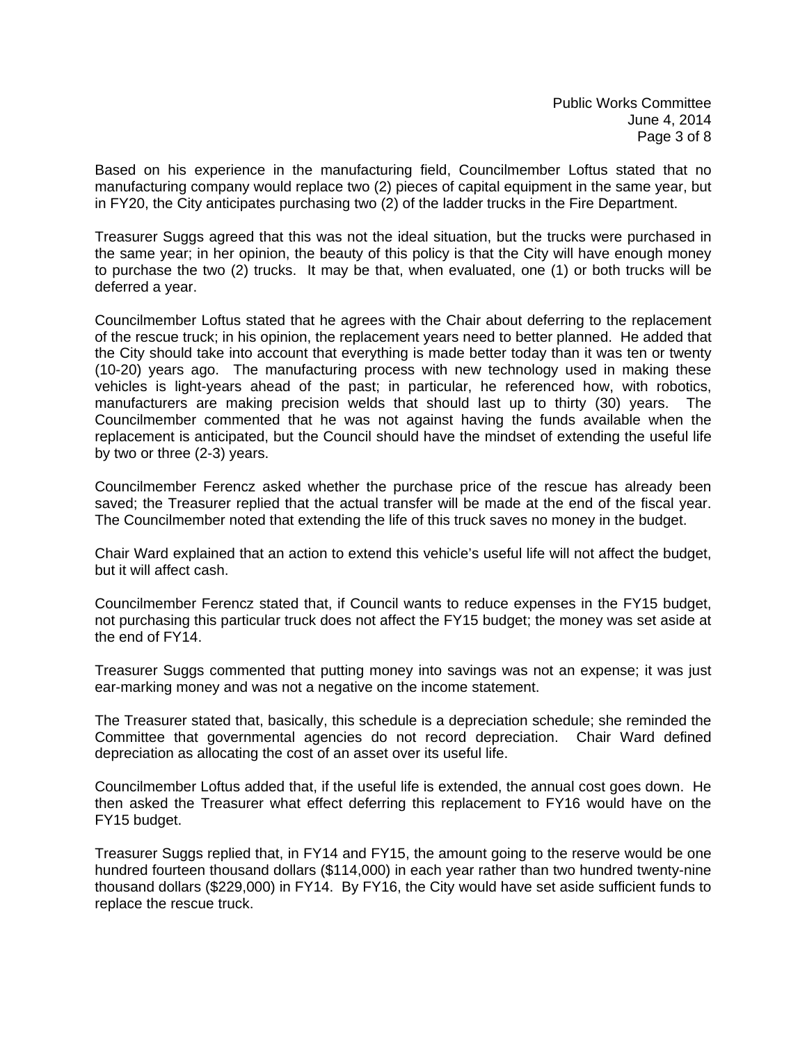Based on his experience in the manufacturing field, Councilmember Loftus stated that no manufacturing company would replace two (2) pieces of capital equipment in the same year, but in FY20, the City anticipates purchasing two (2) of the ladder trucks in the Fire Department.

Treasurer Suggs agreed that this was not the ideal situation, but the trucks were purchased in the same year; in her opinion, the beauty of this policy is that the City will have enough money to purchase the two (2) trucks. It may be that, when evaluated, one (1) or both trucks will be deferred a year.

Councilmember Loftus stated that he agrees with the Chair about deferring to the replacement of the rescue truck; in his opinion, the replacement years need to better planned. He added that the City should take into account that everything is made better today than it was ten or twenty (10-20) years ago. The manufacturing process with new technology used in making these vehicles is light-years ahead of the past; in particular, he referenced how, with robotics, manufacturers are making precision welds that should last up to thirty (30) years. The Councilmember commented that he was not against having the funds available when the replacement is anticipated, but the Council should have the mindset of extending the useful life by two or three (2-3) years.

Councilmember Ferencz asked whether the purchase price of the rescue has already been saved; the Treasurer replied that the actual transfer will be made at the end of the fiscal year. The Councilmember noted that extending the life of this truck saves no money in the budget.

Chair Ward explained that an action to extend this vehicle's useful life will not affect the budget, but it will affect cash.

Councilmember Ferencz stated that, if Council wants to reduce expenses in the FY15 budget, not purchasing this particular truck does not affect the FY15 budget; the money was set aside at the end of FY14.

Treasurer Suggs commented that putting money into savings was not an expense; it was just ear-marking money and was not a negative on the income statement.

The Treasurer stated that, basically, this schedule is a depreciation schedule; she reminded the Committee that governmental agencies do not record depreciation. Chair Ward defined depreciation as allocating the cost of an asset over its useful life.

Councilmember Loftus added that, if the useful life is extended, the annual cost goes down. He then asked the Treasurer what effect deferring this replacement to FY16 would have on the FY15 budget.

Treasurer Suggs replied that, in FY14 and FY15, the amount going to the reserve would be one hundred fourteen thousand dollars ($114,000) in each year rather than two hundred twenty-nine thousand dollars ($229,000) in FY14. By FY16, the City would have set aside sufficient funds to replace the rescue truck.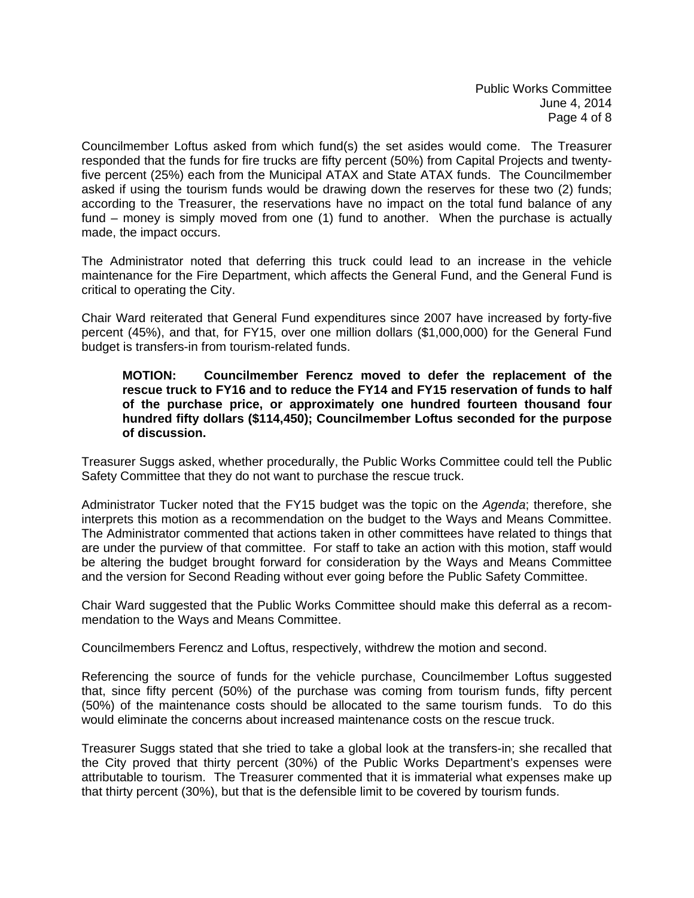Councilmember Loftus asked from which fund(s) the set asides would come. The Treasurer responded that the funds for fire trucks are fifty percent (50%) from Capital Projects and twenty-five percent (25%) each from the Municipal ATAX and State ATAX funds. The Councilmember asked if using the tourism funds would be drawing down the reserves for these two (2) funds; according to the Treasurer, the reservations have no impact on the total fund balance of any fund – money is simply moved from one (1) fund to another. When the purchase is actually made, the impact occurs.

The Administrator noted that deferring this truck could lead to an increase in the vehicle maintenance for the Fire Department, which affects the General Fund, and the General Fund is critical to operating the City.

Chair Ward reiterated that General Fund expenditures since 2007 have increased by forty-five percent (45%), and that, for FY15, over one million dollars ($1,000,000) for the General Fund budget is transfers-in from tourism-related funds.

> **MOTION: Councilmember Ferencz moved to defer the replacement of the rescue truck to FY16 and to reduce the FY14 and FY15 reservation of funds to half of the purchase price, or approximately one hundred fourteen thousand four hundred fifty dollars ($114,450); Councilmember Loftus seconded for the purpose of discussion.**

Treasurer Suggs asked, whether procedurally, the Public Works Committee could tell the Public Safety Committee that they do not want to purchase the rescue truck.

Administrator Tucker noted that the FY15 budget was the topic on the *Agenda*; therefore, she interprets this motion as a recommendation on the budget to the Ways and Means Committee. The Administrator commented that actions taken in other committees have related to things that are under the purview of that committee. For staff to take an action with this motion, staff would be altering the budget brought forward for consideration by the Ways and Means Committee and the version for Second Reading without ever going before the Public Safety Committee.

Chair Ward suggested that the Public Works Committee should make this deferral as a recommendation to the Ways and Means Committee.

Councilmembers Ferencz and Loftus, respectively, withdrew the motion and second.

Referencing the source of funds for the vehicle purchase, Councilmember Loftus suggested that, since fifty percent (50%) of the purchase was coming from tourism funds, fifty percent (50%) of the maintenance costs should be allocated to the same tourism funds. To do this would eliminate the concerns about increased maintenance costs on the rescue truck.

Treasurer Suggs stated that she tried to take a global look at the transfers-in; she recalled that the City proved that thirty percent (30%) of the Public Works Department's expenses were attributable to tourism. The Treasurer commented that it is immaterial what expenses make up that thirty percent (30%), but that is the defensible limit to be covered by tourism funds.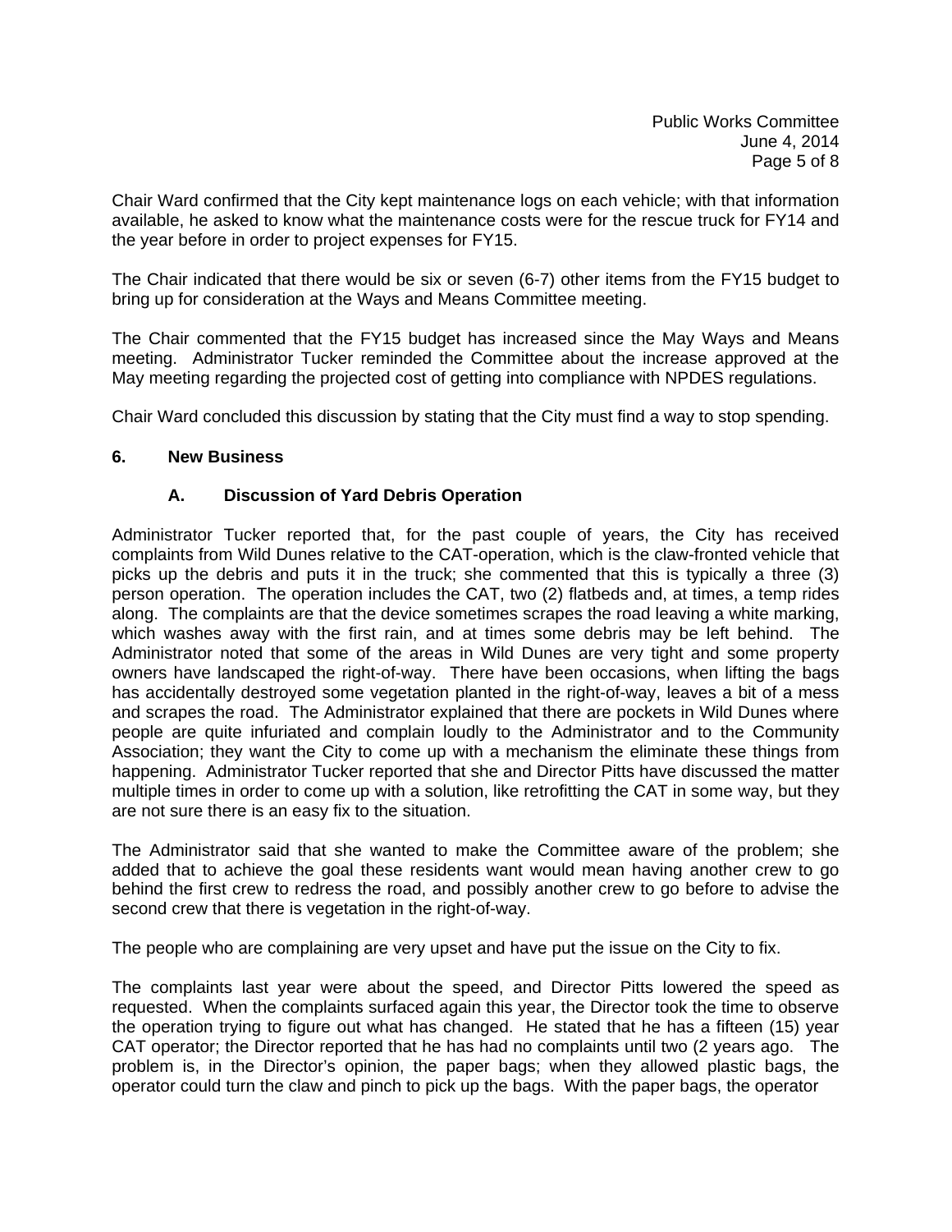Chair Ward confirmed that the City kept maintenance logs on each vehicle; with that information available, he asked to know what the maintenance costs were for the rescue truck for FY14 and the year before in order to project expenses for FY15.

The Chair indicated that there would be six or seven (6-7) other items from the FY15 budget to bring up for consideration at the Ways and Means Committee meeting.

The Chair commented that the FY15 budget has increased since the May Ways and Means meeting. Administrator Tucker reminded the Committee about the increase approved at the May meeting regarding the projected cost of getting into compliance with NPDES regulations.

Chair Ward concluded this discussion by stating that the City must find a way to stop spending.

**6. New Business**

**A. Discussion of Yard Debris Operation**

Administrator Tucker reported that, for the past couple of years, the City has received complaints from Wild Dunes relative to the CAT-operation, which is the claw-fronted vehicle that picks up the debris and puts it in the truck; she commented that this is typically a three (3) person operation. The operation includes the CAT, two (2) flatbeds and, at times, a temp rides along. The complaints are that the device sometimes scrapes the road leaving a white marking, which washes away with the first rain, and at times some debris may be left behind. The Administrator noted that some of the areas in Wild Dunes are very tight and some property owners have landscaped the right-of-way. There have been occasions, when lifting the bags has accidentally destroyed some vegetation planted in the right-of-way, leaves a bit of a mess and scrapes the road. The Administrator explained that there are pockets in Wild Dunes where people are quite infuriated and complain loudly to the Administrator and to the Community Association; they want the City to come up with a mechanism the eliminate these things from happening. Administrator Tucker reported that she and Director Pitts have discussed the matter multiple times in order to come up with a solution, like retrofitting the CAT in some way, but they are not sure there is an easy fix to the situation.

The Administrator said that she wanted to make the Committee aware of the problem; she added that to achieve the goal these residents want would mean having another crew to go behind the first crew to redress the road, and possibly another crew to go before to advise the second crew that there is vegetation in the right-of-way.

The people who are complaining are very upset and have put the issue on the City to fix.

The complaints last year were about the speed, and Director Pitts lowered the speed as requested. When the complaints surfaced again this year, the Director took the time to observe the operation trying to figure out what has changed. He stated that he has a fifteen (15) year CAT operator; the Director reported that he has had no complaints until two (2 years ago. The problem is, in the Director's opinion, the paper bags; when they allowed plastic bags, the operator could turn the claw and pinch to pick up the bags. With the paper bags, the operator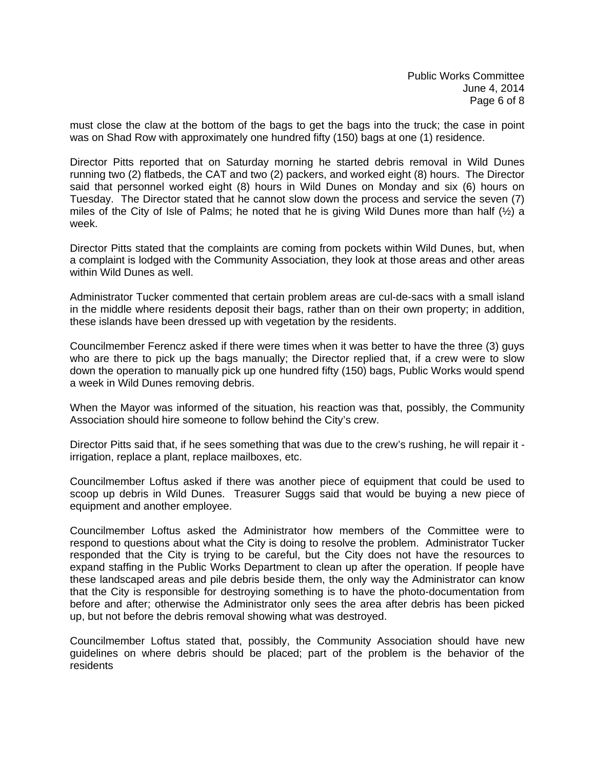must close the claw at the bottom of the bags to get the bags into the truck; the case in point was on Shad Row with approximately one hundred fifty (150) bags at one (1) residence.

Director Pitts reported that on Saturday morning he started debris removal in Wild Dunes running two (2) flatbeds, the CAT and two (2) packers, and worked eight (8) hours. The Director said that personnel worked eight (8) hours in Wild Dunes on Monday and six (6) hours on Tuesday. The Director stated that he cannot slow down the process and service the seven (7) miles of the City of Isle of Palms; he noted that he is giving Wild Dunes more than half (½) a week.

Director Pitts stated that the complaints are coming from pockets within Wild Dunes, but, when a complaint is lodged with the Community Association, they look at those areas and other areas within Wild Dunes as well.

Administrator Tucker commented that certain problem areas are cul-de-sacs with a small island in the middle where residents deposit their bags, rather than on their own property; in addition, these islands have been dressed up with vegetation by the residents.

Councilmember Ferencz asked if there were times when it was better to have the three (3) guys who are there to pick up the bags manually; the Director replied that, if a crew were to slow down the operation to manually pick up one hundred fifty (150) bags, Public Works would spend a week in Wild Dunes removing debris.

When the Mayor was informed of the situation, his reaction was that, possibly, the Community Association should hire someone to follow behind the City's crew.

Director Pitts said that, if he sees something that was due to the crew's rushing, he will repair it - irrigation, replace a plant, replace mailboxes, etc.

Councilmember Loftus asked if there was another piece of equipment that could be used to scoop up debris in Wild Dunes. Treasurer Suggs said that would be buying a new piece of equipment and another employee.

Councilmember Loftus asked the Administrator how members of the Committee were to respond to questions about what the City is doing to resolve the problem. Administrator Tucker responded that the City is trying to be careful, but the City does not have the resources to expand staffing in the Public Works Department to clean up after the operation. If people have these landscaped areas and pile debris beside them, the only way the Administrator can know that the City is responsible for destroying something is to have the photo-documentation from before and after; otherwise the Administrator only sees the area after debris has been picked up, but not before the debris removal showing what was destroyed.

Councilmember Loftus stated that, possibly, the Community Association should have new guidelines on where debris should be placed; part of the problem is the behavior of the residents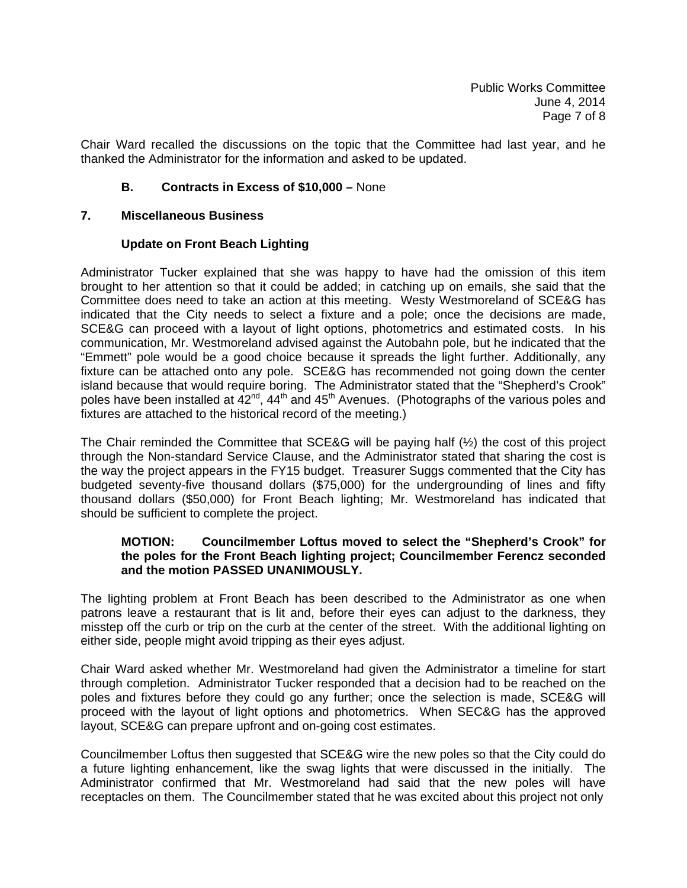Chair Ward recalled the discussions on the topic that the Committee had last year, and he thanked the Administrator for the information and asked to be updated.

**B. Contracts in Excess of $10,000 –** None

## 7. Miscellaneous Business

**Update on Front Beach Lighting**

Administrator Tucker explained that she was happy to have had the omission of this item brought to her attention so that it could be added; in catching up on emails, she said that the Committee does need to take an action at this meeting. Westy Westmoreland of SCE&G has indicated that the City needs to select a fixture and a pole; once the decisions are made, SCE&G can proceed with a layout of light options, photometrics and estimated costs. In his communication, Mr. Westmoreland advised against the Autobahn pole, but he indicated that the "Emmett" pole would be a good choice because it spreads the light further. Additionally, any fixture can be attached onto any pole. SCE&G has recommended not going down the center island because that would require boring. The Administrator stated that the "Shepherd's Crook" poles have been installed at 42nd, 44th and 45th Avenues. (Photographs of the various poles and fixtures are attached to the historical record of the meeting.)

The Chair reminded the Committee that SCE&G will be paying half (½) the cost of this project through the Non-standard Service Clause, and the Administrator stated that sharing the cost is the way the project appears in the FY15 budget. Treasurer Suggs commented that the City has budgeted seventy-five thousand dollars ($75,000) for the undergrounding of lines and fifty thousand dollars ($50,000) for Front Beach lighting; Mr. Westmoreland has indicated that should be sufficient to complete the project.

> **MOTION: Councilmember Loftus moved to select the "Shepherd's Crook" for the poles for the Front Beach lighting project; Councilmember Ferencz seconded and the motion PASSED UNANIMOUSLY.**

The lighting problem at Front Beach has been described to the Administrator as one when patrons leave a restaurant that is lit and, before their eyes can adjust to the darkness, they misstep off the curb or trip on the curb at the center of the street. With the additional lighting on either side, people might avoid tripping as their eyes adjust.

Chair Ward asked whether Mr. Westmoreland had given the Administrator a timeline for start through completion. Administrator Tucker responded that a decision had to be reached on the poles and fixtures before they could go any further; once the selection is made, SCE&G will proceed with the layout of light options and photometrics. When SEC&G has the approved layout, SCE&G can prepare upfront and on-going cost estimates.

Councilmember Loftus then suggested that SCE&G wire the new poles so that the City could do a future lighting enhancement, like the swag lights that were discussed in the initially. The Administrator confirmed that Mr. Westmoreland had said that the new poles will have receptacles on them. The Councilmember stated that he was excited about this project not only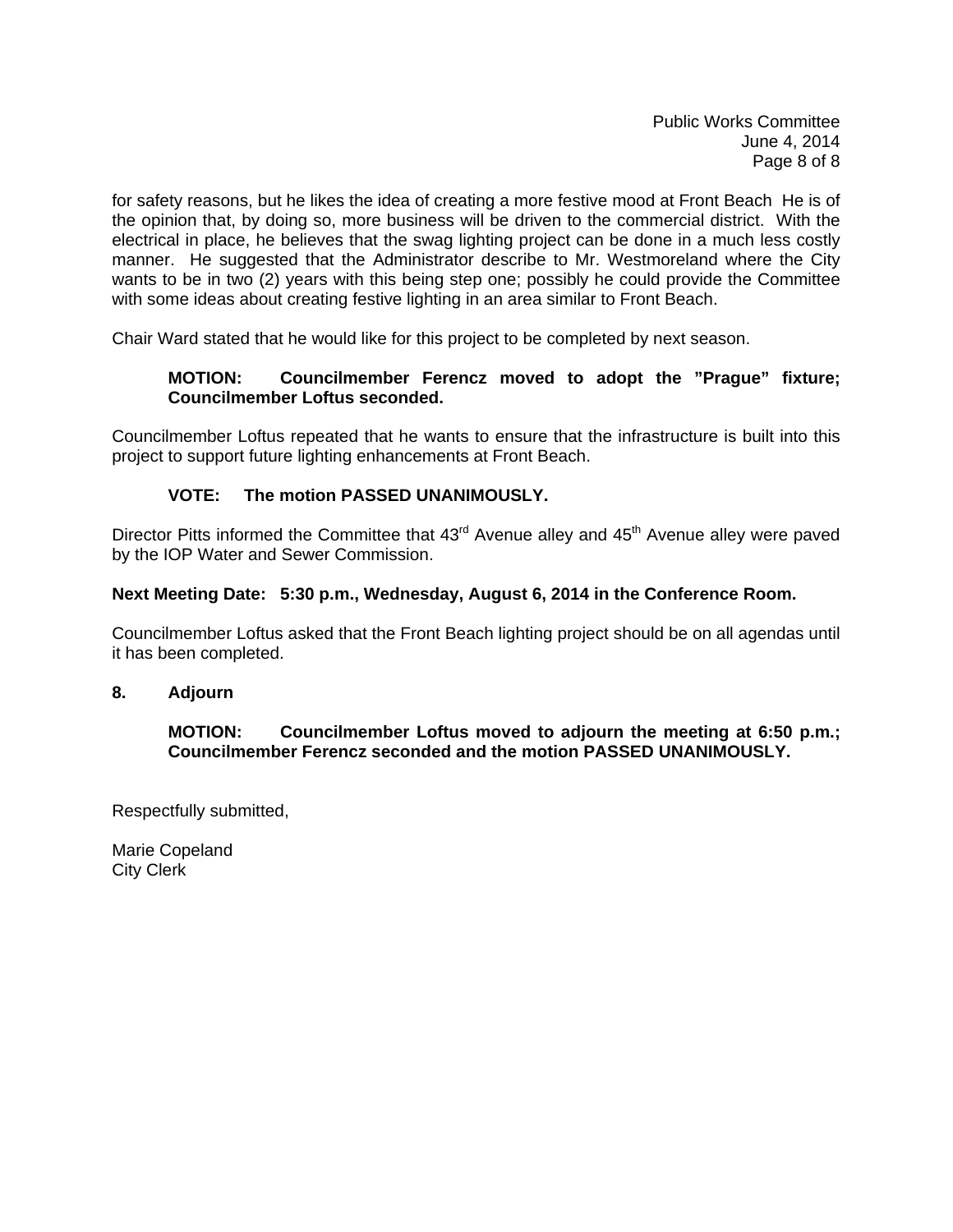for safety reasons, but he likes the idea of creating a more festive mood at Front Beach He is of the opinion that, by doing so, more business will be driven to the commercial district. With the electrical in place, he believes that the swag lighting project can be done in a much less costly manner. He suggested that the Administrator describe to Mr. Westmoreland where the City wants to be in two (2) years with this being step one; possibly he could provide the Committee with some ideas about creating festive lighting in an area similar to Front Beach.

Chair Ward stated that he would like for this project to be completed by next season.

> **MOTION: Councilmember Ferencz moved to adopt the "Prague" fixture; Councilmember Loftus seconded.**

Councilmember Loftus repeated that he wants to ensure that the infrastructure is built into this project to support future lighting enhancements at Front Beach.

> **VOTE: The motion PASSED UNANIMOUSLY.**

Director Pitts informed the Committee that 43rd Avenue alley and 45th Avenue alley were paved by the IOP Water and Sewer Commission.

**Next Meeting Date: 5:30 p.m., Wednesday, August 6, 2014 in the Conference Room.**

Councilmember Loftus asked that the Front Beach lighting project should be on all agendas until it has been completed.

**8. Adjourn**

> **MOTION: Councilmember Loftus moved to adjourn the meeting at 6:50 p.m.; Councilmember Ferencz seconded and the motion PASSED UNANIMOUSLY.**

Respectfully submitted,

Marie Copeland
City Clerk